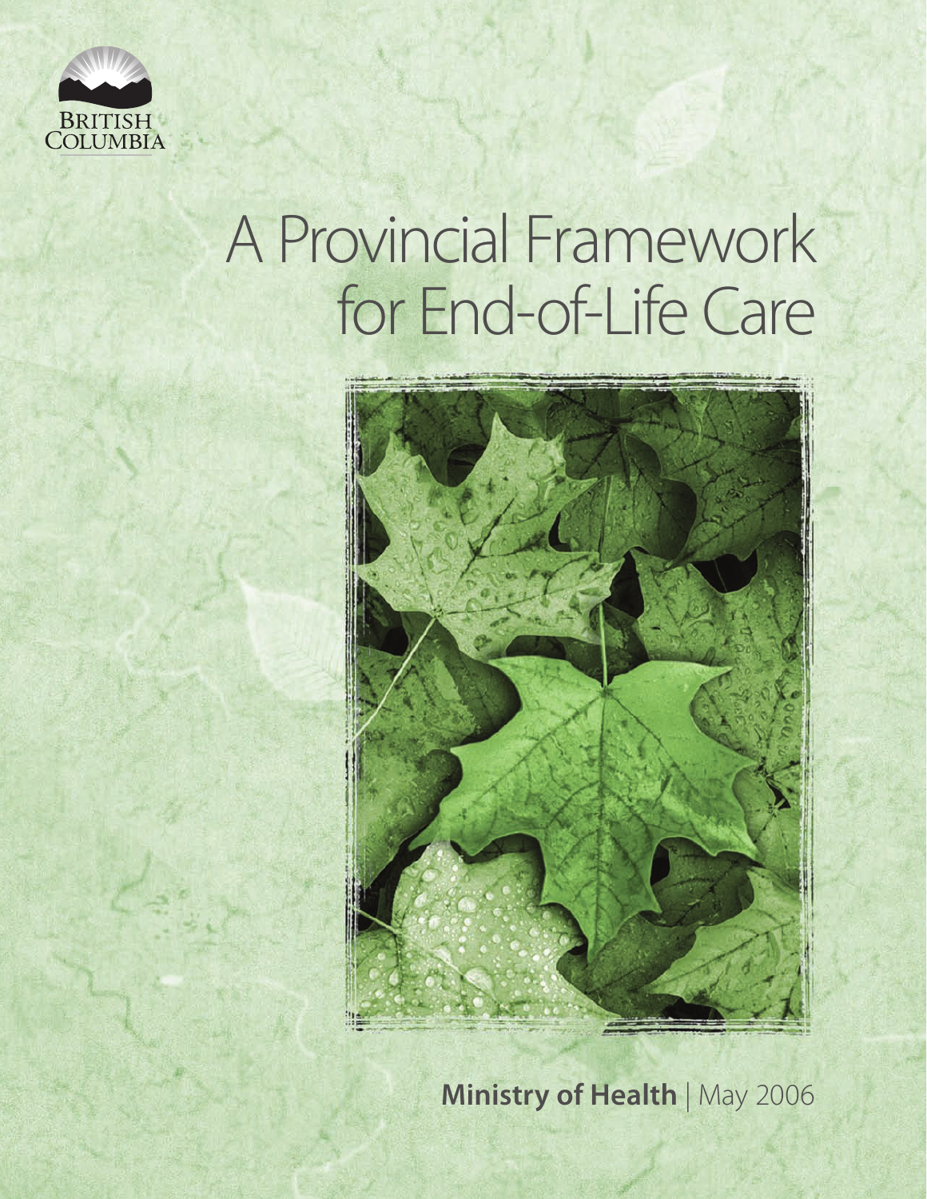BRITISH COLUMBIA

# A Provincial Framework for End-of-Life Care

**Ministry of Health** | May 2006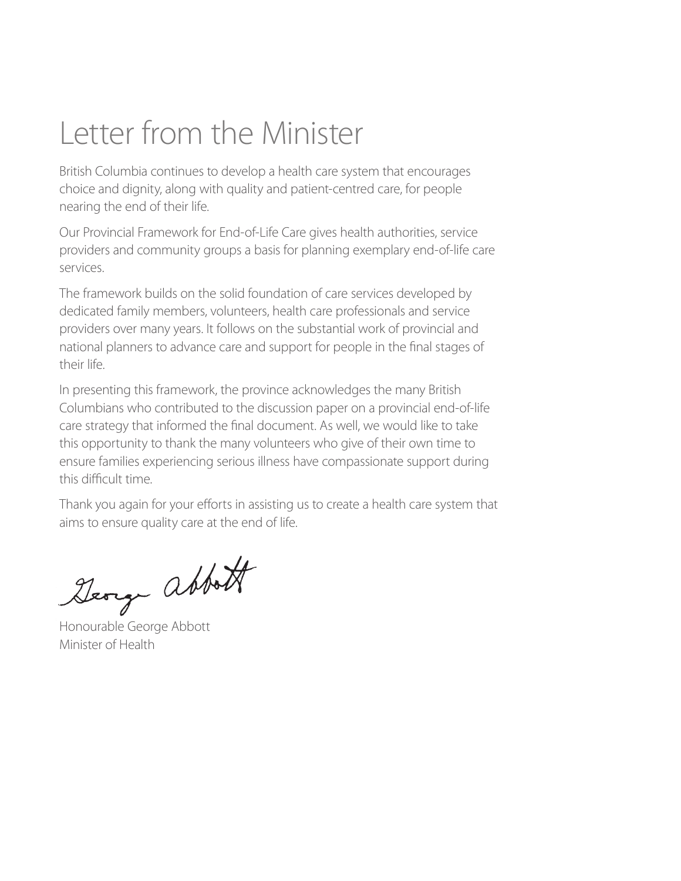# Letter from the Minister

British Columbia continues to develop a health care system that encourages choice and dignity, along with quality and patient-centred care, for people nearing the end of their life.

Our Provincial Framework for End-of-Life Care gives health authorities, service providers and community groups a basis for planning exemplary end-of-life care services.

The framework builds on the solid foundation of care services developed by dedicated family members, volunteers, health care professionals and service providers over many years. It follows on the substantial work of provincial and national planners to advance care and support for people in the final stages of their life.

In presenting this framework, the province acknowledges the many British Columbians who contributed to the discussion paper on a provincial end-of-life care strategy that informed the final document. As well, we would like to take this opportunity to thank the many volunteers who give of their own time to ensure families experiencing serious illness have compassionate support during this difficult time.

Thank you again for your efforts in assisting us to create a health care system that aims to ensure quality care at the end of life.

George Abbott

Honourable George Abbott
Minister of Health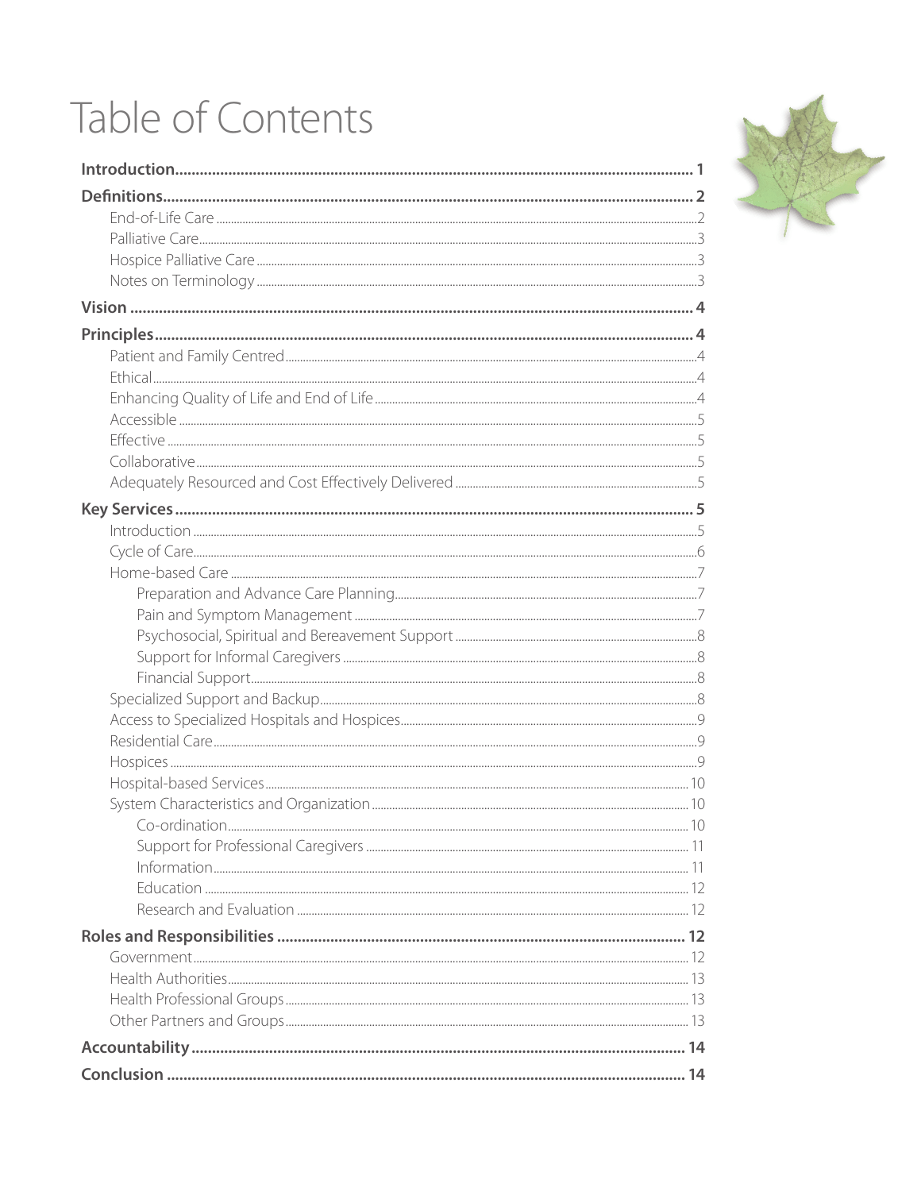# Table of Contents

| | |
|---|---|
| **Introduction** | **1** |
| **Definitions** | **2** |
| End-of-Life Care | 2 |
| Palliative Care | 3 |
| Hospice Palliative Care | 3 |
| Notes on Terminology | 3 |
| **Vision** | **4** |
| **Principles** | **4** |
| Patient and Family Centred | 4 |
| Ethical | 4 |
| Enhancing Quality of Life and End of Life | 4 |
| Accessible | 5 |
| Effective | 5 |
| Collaborative | 5 |
| Adequately Resourced and Cost Effectively Delivered | 5 |
| **Key Services** | **5** |
| Introduction | 5 |
| Cycle of Care | 6 |
| Home-based Care | 7 |
| Preparation and Advance Care Planning | 7 |
| Pain and Symptom Management | 7 |
| Psychosocial, Spiritual and Bereavement Support | 8 |
| Support for Informal Caregivers | 8 |
| Financial Support | 8 |
| Specialized Support and Backup | 8 |
| Access to Specialized Hospitals and Hospices | 9 |
| Residential Care | 9 |
| Hospices | 9 |
| Hospital-based Services | 10 |
| System Characteristics and Organization | 10 |
| Co-ordination | 10 |
| Support for Professional Caregivers | 11 |
| Information | 11 |
| Education | 12 |
| Research and Evaluation | 12 |
| **Roles and Responsibilities** | **12** |
| Government | 12 |
| Health Authorities | 13 |
| Health Professional Groups | 13 |
| Other Partners and Groups | 13 |
| **Accountability** | **14** |
| **Conclusion** | **14** |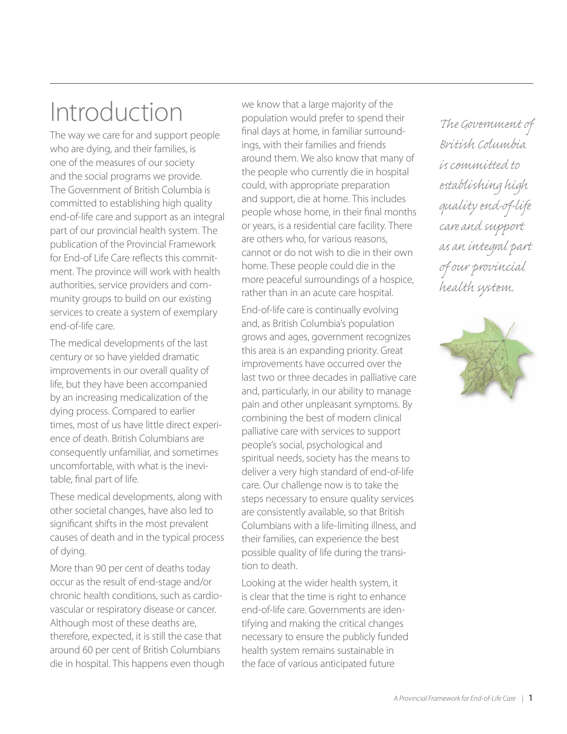# Introduction

The way we care for and support people who are dying, and their families, is one of the measures of our society and the social programs we provide. The Government of British Columbia is committed to establishing high quality end-of-life care and support as an integral part of our provincial health system. The publication of the Provincial Framework for End-of Life Care reflects this commitment. The province will work with health authorities, service providers and community groups to build on our existing services to create a system of exemplary end-of-life care.

The medical developments of the last century or so have yielded dramatic improvements in our overall quality of life, but they have been accompanied by an increasing medicalization of the dying process. Compared to earlier times, most of us have little direct experience of death. British Columbians are consequently unfamiliar, and sometimes uncomfortable, with what is the inevitable, final part of life.

These medical developments, along with other societal changes, have also led to significant shifts in the most prevalent causes of death and in the typical process of dying.

More than 90 per cent of deaths today occur as the result of end-stage and/or chronic health conditions, such as cardiovascular or respiratory disease or cancer. Although most of these deaths are, therefore, expected, it is still the case that around 60 per cent of British Columbians die in hospital. This happens even though we know that a large majority of the population would prefer to spend their final days at home, in familiar surroundings, with their families and friends around them. We also know that many of the people who currently die in hospital could, with appropriate preparation and support, die at home. This includes people whose home, in their final months or years, is a residential care facility. There are others who, for various reasons, cannot or do not wish to die in their own home. These people could die in the more peaceful surroundings of a hospice, rather than in an acute care hospital.

End-of-life care is continually evolving and, as British Columbia's population grows and ages, government recognizes this area is an expanding priority. Great improvements have occurred over the last two or three decades in palliative care and, particularly, in our ability to manage pain and other unpleasant symptoms. By combining the best of modern clinical palliative care with services to support people's social, psychological and spiritual needs, society has the means to deliver a very high standard of end-of-life care. Our challenge now is to take the steps necessary to ensure quality services are consistently available, so that British Columbians with a life-limiting illness, and their families, can experience the best possible quality of life during the transition to death.

Looking at the wider health system, it is clear that the time is right to enhance end-of-life care. Governments are identifying and making the critical changes necessary to ensure the publicly funded health system remains sustainable in the face of various anticipated future

*The Government of British Columbia is committed to establishing high quality end-of-life care and support as an integral part of our provincial health system.*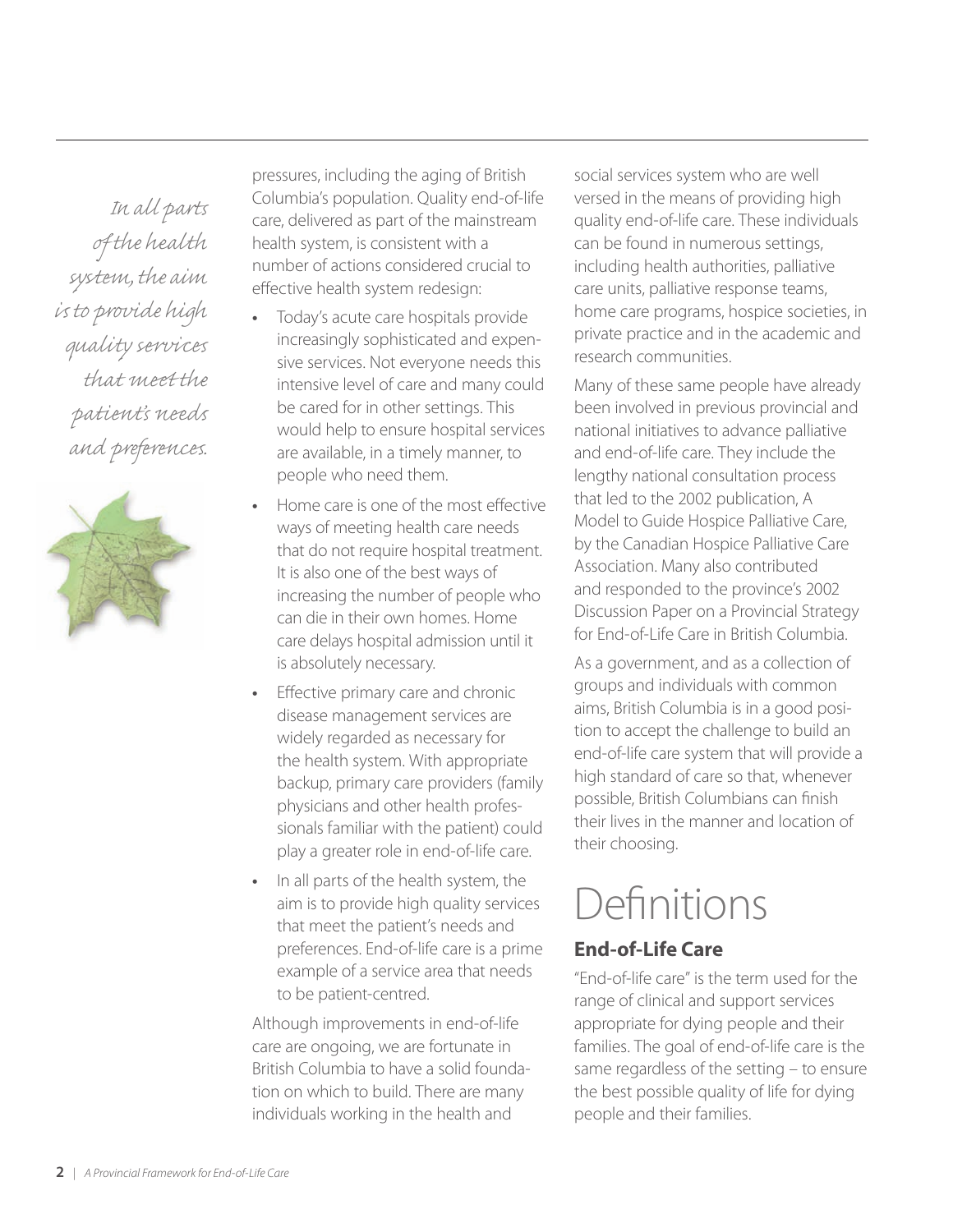*In all parts of the health system, the aim is to provide high quality services that meet the patient's needs and preferences.*

pressures, including the aging of British Columbia's population. Quality end-of-life care, delivered as part of the mainstream health system, is consistent with a number of actions considered crucial to effective health system redesign:

- Today's acute care hospitals provide increasingly sophisticated and expensive services. Not everyone needs this intensive level of care and many could be cared for in other settings. This would help to ensure hospital services are available, in a timely manner, to people who need them.
- Home care is one of the most effective ways of meeting health care needs that do not require hospital treatment. It is also one of the best ways of increasing the number of people who can die in their own homes. Home care delays hospital admission until it is absolutely necessary.
- Effective primary care and chronic disease management services are widely regarded as necessary for the health system. With appropriate backup, primary care providers (family physicians and other health professionals familiar with the patient) could play a greater role in end-of-life care.
- In all parts of the health system, the aim is to provide high quality services that meet the patient's needs and preferences. End-of-life care is a prime example of a service area that needs to be patient-centred.

Although improvements in end-of-life care are ongoing, we are fortunate in British Columbia to have a solid foundation on which to build. There are many individuals working in the health and social services system who are well versed in the means of providing high quality end-of-life care. These individuals can be found in numerous settings, including health authorities, palliative care units, palliative response teams, home care programs, hospice societies, in private practice and in the academic and research communities.

Many of these same people have already been involved in previous provincial and national initiatives to advance palliative and end-of-life care. They include the lengthy national consultation process that led to the 2002 publication, A Model to Guide Hospice Palliative Care, by the Canadian Hospice Palliative Care Association. Many also contributed and responded to the province's 2002 Discussion Paper on a Provincial Strategy for End-of-Life Care in British Columbia.

As a government, and as a collection of groups and individuals with common aims, British Columbia is in a good position to accept the challenge to build an end-of-life care system that will provide a high standard of care so that, whenever possible, British Columbians can finish their lives in the manner and location of their choosing.

# Definitions

## End-of-Life Care

"End-of-life care" is the term used for the range of clinical and support services appropriate for dying people and their families. The goal of end-of-life care is the same regardless of the setting – to ensure the best possible quality of life for dying people and their families.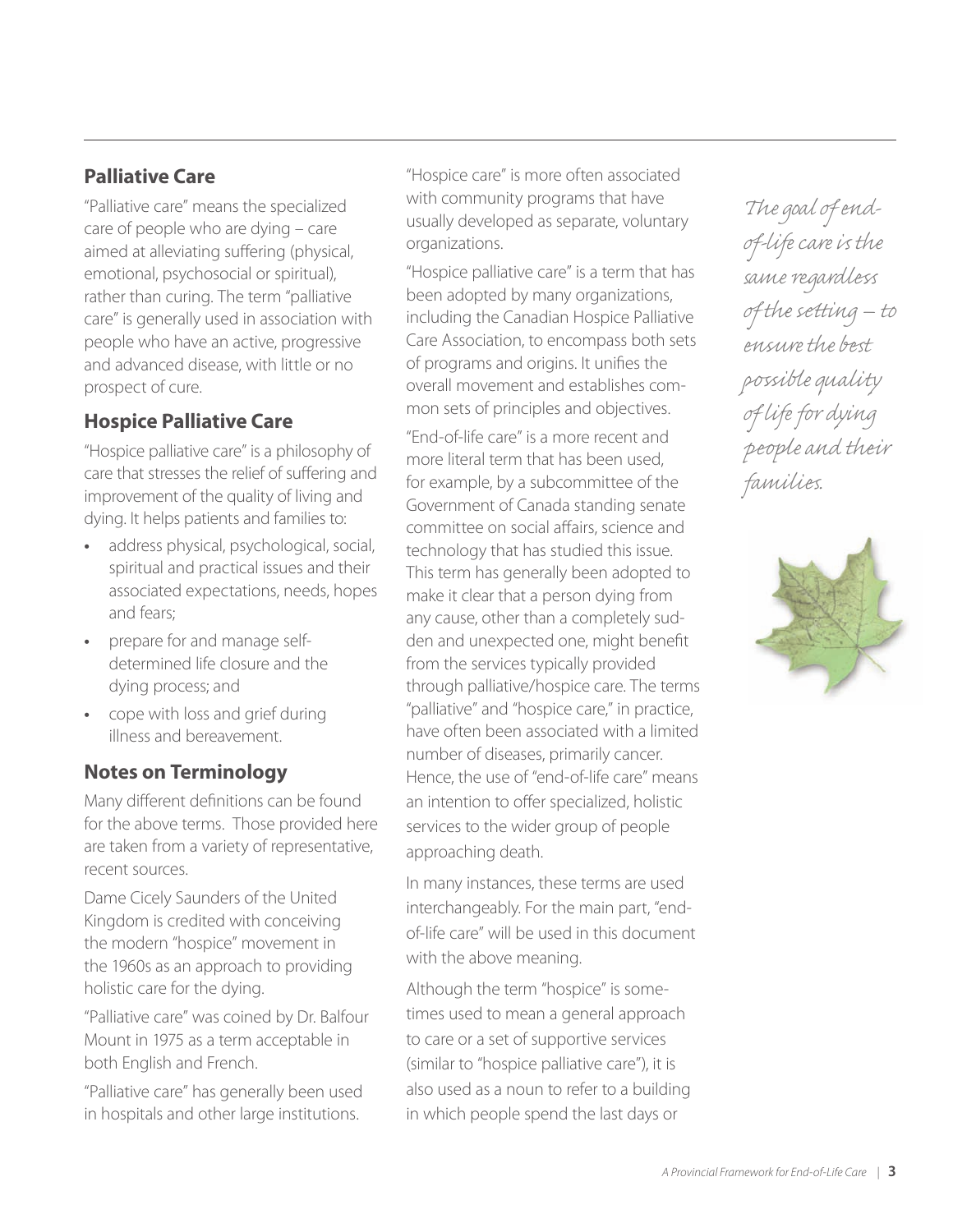## Palliative Care

"Palliative care" means the specialized care of people who are dying – care aimed at alleviating suffering (physical, emotional, psychosocial or spiritual), rather than curing. The term "palliative care" is generally used in association with people who have an active, progressive and advanced disease, with little or no prospect of cure.

## Hospice Palliative Care

"Hospice palliative care" is a philosophy of care that stresses the relief of suffering and improvement of the quality of living and dying. It helps patients and families to:

- address physical, psychological, social, spiritual and practical issues and their associated expectations, needs, hopes and fears;
- prepare for and manage self-determined life closure and the dying process; and
- cope with loss and grief during illness and bereavement.

## Notes on Terminology

Many different definitions can be found for the above terms. Those provided here are taken from a variety of representative, recent sources.

Dame Cicely Saunders of the United Kingdom is credited with conceiving the modern "hospice" movement in the 1960s as an approach to providing holistic care for the dying.

"Palliative care" was coined by Dr. Balfour Mount in 1975 as a term acceptable in both English and French.

"Palliative care" has generally been used in hospitals and other large institutions.

"Hospice care" is more often associated with community programs that have usually developed as separate, voluntary organizations.

"Hospice palliative care" is a term that has been adopted by many organizations, including the Canadian Hospice Palliative Care Association, to encompass both sets of programs and origins. It unifies the overall movement and establishes common sets of principles and objectives.

"End-of-life care" is a more recent and more literal term that has been used, for example, by a subcommittee of the Government of Canada standing senate committee on social affairs, science and technology that has studied this issue. This term has generally been adopted to make it clear that a person dying from any cause, other than a completely sudden and unexpected one, might benefit from the services typically provided through palliative/hospice care. The terms "palliative" and "hospice care," in practice, have often been associated with a limited number of diseases, primarily cancer. Hence, the use of "end-of-life care" means an intention to offer specialized, holistic services to the wider group of people approaching death.

In many instances, these terms are used interchangeably. For the main part, "end-of-life care" will be used in this document with the above meaning.

Although the term "hospice" is sometimes used to mean a general approach to care or a set of supportive services (similar to "hospice palliative care"), it is also used as a noun to refer to a building in which people spend the last days or

*The goal of end-of-life care is the same regardless of the setting – to ensure the best possible quality of life for dying people and their families.*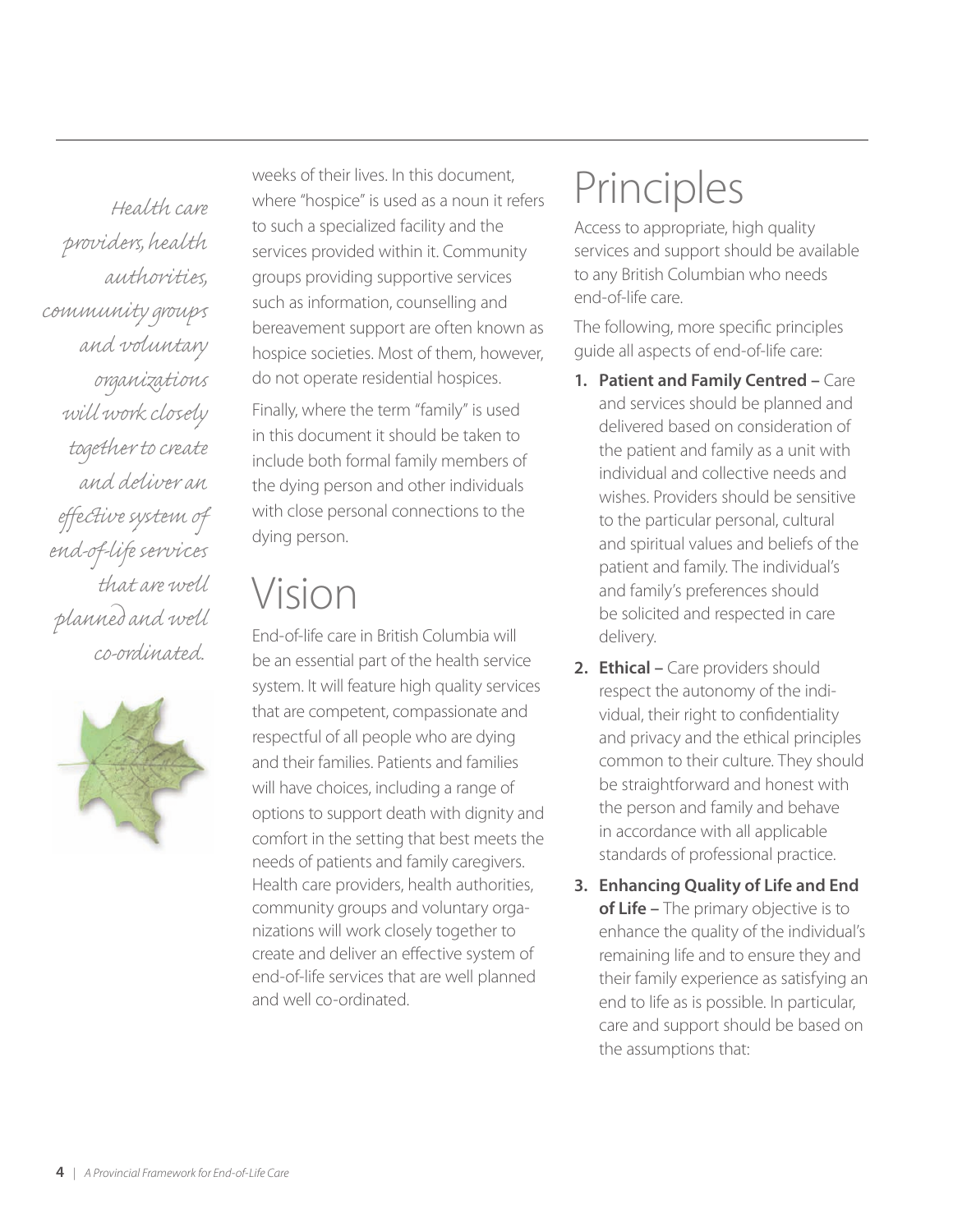*Health care providers, health authorities, community groups and voluntary organizations will work closely together to create and deliver an effective system of end-of-life services that are well planned and well co-ordinated.*

weeks of their lives. In this document, where "hospice" is used as a noun it refers to such a specialized facility and the services provided within it. Community groups providing supportive services such as information, counselling and bereavement support are often known as hospice societies. Most of them, however, do not operate residential hospices.

Finally, where the term "family" is used in this document it should be taken to include both formal family members of the dying person and other individuals with close personal connections to the dying person.

# Vision

End-of-life care in British Columbia will be an essential part of the health service system. It will feature high quality services that are competent, compassionate and respectful of all people who are dying and their families. Patients and families will have choices, including a range of options to support death with dignity and comfort in the setting that best meets the needs of patients and family caregivers. Health care providers, health authorities, community groups and voluntary organizations will work closely together to create and deliver an effective system of end-of-life services that are well planned and well co-ordinated.

# Principles

Access to appropriate, high quality services and support should be available to any British Columbian who needs end-of-life care.

The following, more specific principles guide all aspects of end-of-life care:

1. **Patient and Family Centred –** Care and services should be planned and delivered based on consideration of the patient and family as a unit with individual and collective needs and wishes. Providers should be sensitive to the particular personal, cultural and spiritual values and beliefs of the patient and family. The individual's and family's preferences should be solicited and respected in care delivery.
2. **Ethical –** Care providers should respect the autonomy of the individual, their right to confidentiality and privacy and the ethical principles common to their culture. They should be straightforward and honest with the person and family and behave in accordance with all applicable standards of professional practice.
3. **Enhancing Quality of Life and End of Life –** The primary objective is to enhance the quality of the individual's remaining life and to ensure they and their family experience as satisfying an end to life as is possible. In particular, care and support should be based on the assumptions that: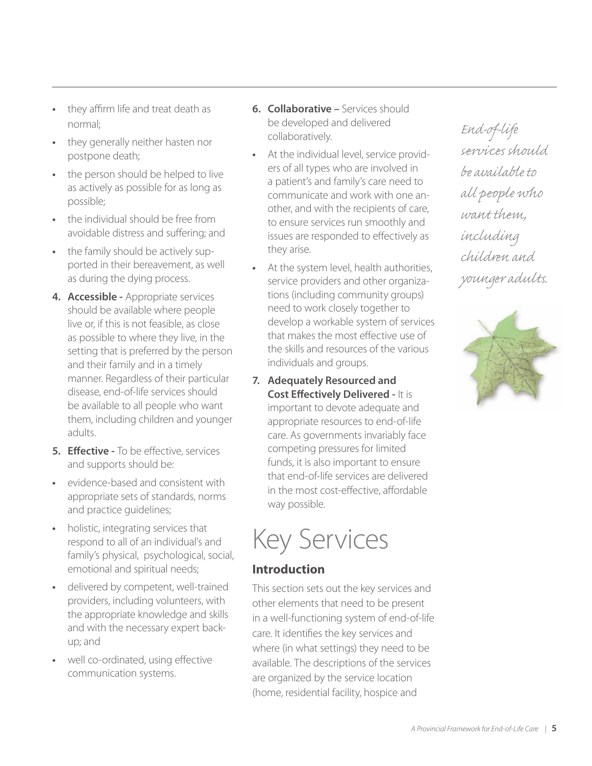- they affirm life and treat death as normal;
- they generally neither hasten nor postpone death;
- the person should be helped to live as actively as possible for as long as possible;
- the individual should be free from avoidable distress and suffering; and
- the family should be actively supported in their bereavement, as well as during the dying process.

4. **Accessible -** Appropriate services should be available where people live or, if this is not feasible, as close as possible to where they live, in the setting that is preferred by the person and their family and in a timely manner. Regardless of their particular disease, end-of-life services should be available to all people who want them, including children and younger adults.

5. **Effective -** To be effective, services and supports should be:

- evidence-based and consistent with appropriate sets of standards, norms and practice guidelines;
- holistic, integrating services that respond to all of an individual's and family's physical, psychological, social, emotional and spiritual needs;
- delivered by competent, well-trained providers, including volunteers, with the appropriate knowledge and skills and with the necessary expert back-up; and
- well co-ordinated, using effective communication systems.

6. **Collaborative –** Services should be developed and delivered collaboratively.

- At the individual level, service providers of all types who are involved in a patient's and family's care need to communicate and work with one another, and with the recipients of care, to ensure services run smoothly and issues are responded to effectively as they arise.
- At the system level, health authorities, service providers and other organizations (including community groups) need to work closely together to develop a workable system of services that makes the most effective use of the skills and resources of the various individuals and groups.

7. **Adequately Resourced and Cost Effectively Delivered -** It is important to devote adequate and appropriate resources to end-of-life care. As governments invariably face competing pressures for limited funds, it is also important to ensure that end-of-life services are delivered in the most cost-effective, affordable way possible.

*End-of-life services should be available to all people who want them, including children and younger adults.*

# Key Services

## Introduction

This section sets out the key services and other elements that need to be present in a well-functioning system of end-of-life care. It identifies the key services and where (in what settings) they need to be available. The descriptions of the services are organized by the service location (home, residential facility, hospice and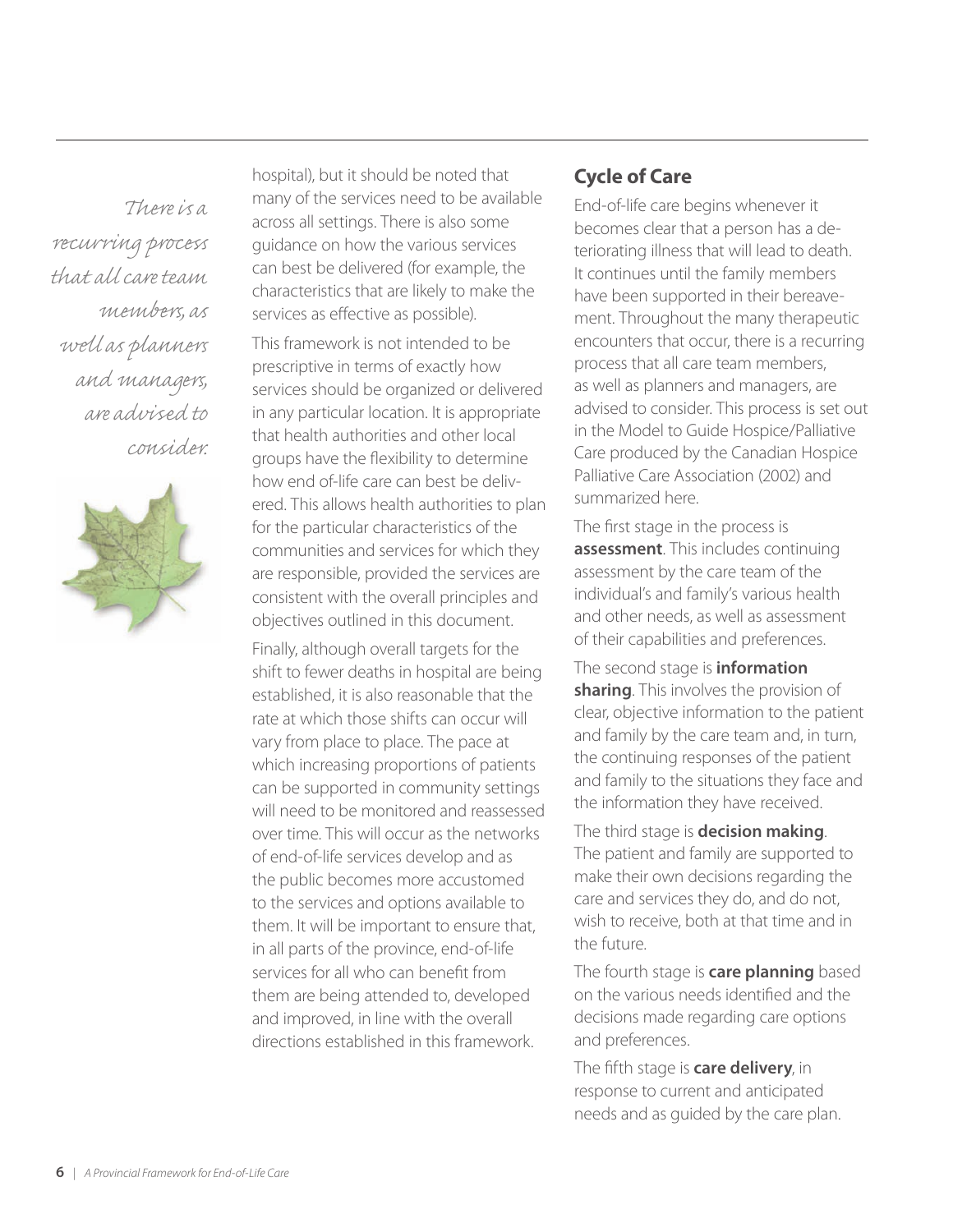*There is a recurring process that all care team members, as well as planners and managers, are advised to consider.*

hospital), but it should be noted that many of the services need to be available across all settings. There is also some guidance on how the various services can best be delivered (for example, the characteristics that are likely to make the services as effective as possible).

This framework is not intended to be prescriptive in terms of exactly how services should be organized or delivered in any particular location. It is appropriate that health authorities and other local groups have the flexibility to determine how end of-life care can best be delivered. This allows health authorities to plan for the particular characteristics of the communities and services for which they are responsible, provided the services are consistent with the overall principles and objectives outlined in this document.

Finally, although overall targets for the shift to fewer deaths in hospital are being established, it is also reasonable that the rate at which those shifts can occur will vary from place to place. The pace at which increasing proportions of patients can be supported in community settings will need to be monitored and reassessed over time. This will occur as the networks of end-of-life services develop and as the public becomes more accustomed to the services and options available to them. It will be important to ensure that, in all parts of the province, end-of-life services for all who can benefit from them are being attended to, developed and improved, in line with the overall directions established in this framework.

## Cycle of Care

End-of-life care begins whenever it becomes clear that a person has a deteriorating illness that will lead to death. It continues until the family members have been supported in their bereavement. Throughout the many therapeutic encounters that occur, there is a recurring process that all care team members, as well as planners and managers, are advised to consider. This process is set out in the Model to Guide Hospice/Palliative Care produced by the Canadian Hospice Palliative Care Association (2002) and summarized here.

The first stage in the process is **assessment**. This includes continuing assessment by the care team of the individual's and family's various health and other needs, as well as assessment of their capabilities and preferences.

The second stage is **information sharing**. This involves the provision of clear, objective information to the patient and family by the care team and, in turn, the continuing responses of the patient and family to the situations they face and the information they have received.

The third stage is **decision making**. The patient and family are supported to make their own decisions regarding the care and services they do, and do not, wish to receive, both at that time and in the future.

The fourth stage is **care planning** based on the various needs identified and the decisions made regarding care options and preferences.

The fifth stage is **care delivery**, in response to current and anticipated needs and as guided by the care plan.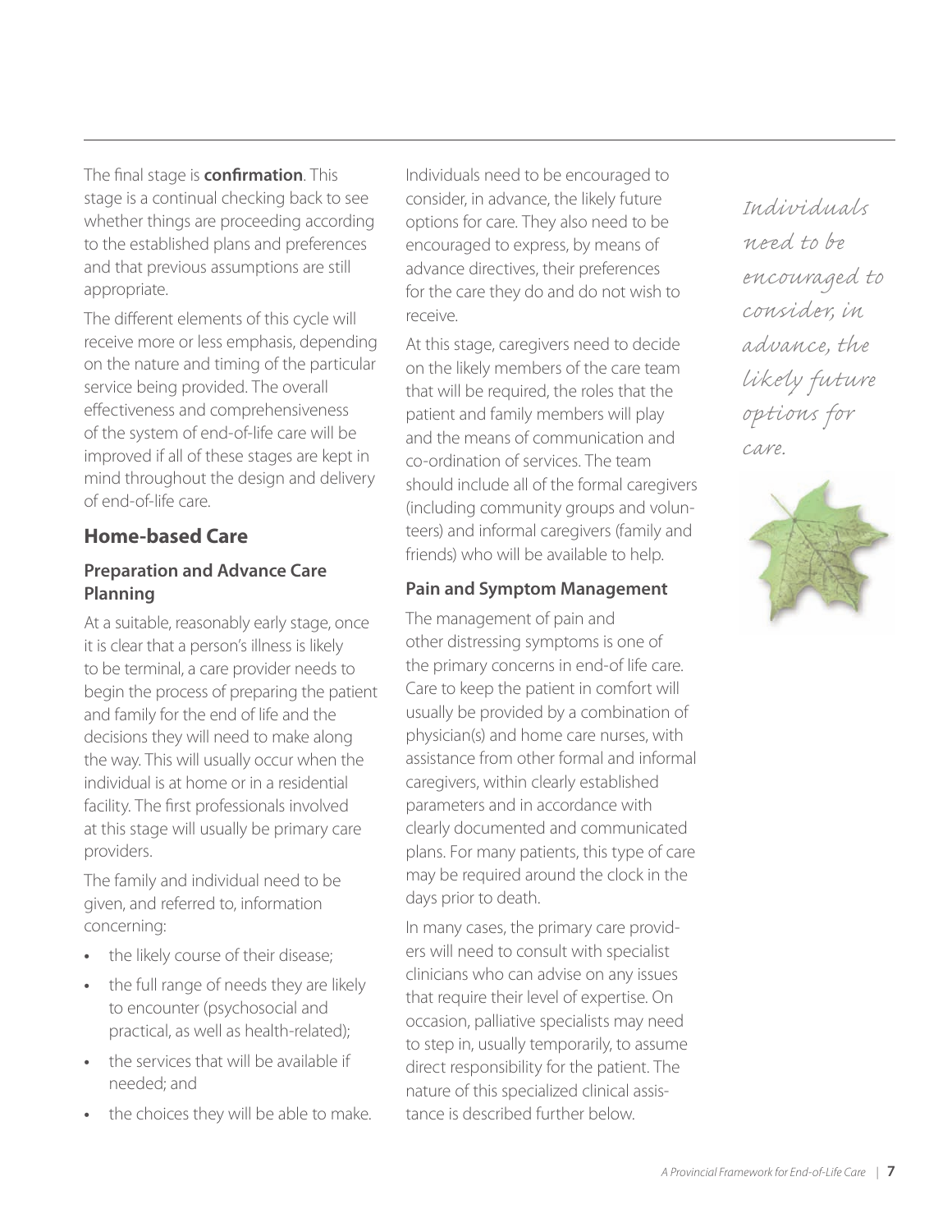The final stage is **confirmation**. This stage is a continual checking back to see whether things are proceeding according to the established plans and preferences and that previous assumptions are still appropriate.

The different elements of this cycle will receive more or less emphasis, depending on the nature and timing of the particular service being provided. The overall effectiveness and comprehensiveness of the system of end-of-life care will be improved if all of these stages are kept in mind throughout the design and delivery of end-of-life care.

## Home-based Care

### Preparation and Advance Care Planning

At a suitable, reasonably early stage, once it is clear that a person's illness is likely to be terminal, a care provider needs to begin the process of preparing the patient and family for the end of life and the decisions they will need to make along the way. This will usually occur when the individual is at home or in a residential facility. The first professionals involved at this stage will usually be primary care providers.

The family and individual need to be given, and referred to, information concerning:

- the likely course of their disease;
- the full range of needs they are likely to encounter (psychosocial and practical, as well as health-related);
- the services that will be available if needed; and
- the choices they will be able to make.

Individuals need to be encouraged to consider, in advance, the likely future options for care. They also need to be encouraged to express, by means of advance directives, their preferences for the care they do and do not wish to receive.

At this stage, caregivers need to decide on the likely members of the care team that will be required, the roles that the patient and family members will play and the means of communication and co-ordination of services. The team should include all of the formal caregivers (including community groups and volunteers) and informal caregivers (family and friends) who will be available to help.

### Pain and Symptom Management

The management of pain and other distressing symptoms is one of the primary concerns in end-of life care. Care to keep the patient in comfort will usually be provided by a combination of physician(s) and home care nurses, with assistance from other formal and informal caregivers, within clearly established parameters and in accordance with clearly documented and communicated plans. For many patients, this type of care may be required around the clock in the days prior to death.

In many cases, the primary care providers will need to consult with specialist clinicians who can advise on any issues that require their level of expertise. On occasion, palliative specialists may need to step in, usually temporarily, to assume direct responsibility for the patient. The nature of this specialized clinical assistance is described further below.

*Individuals need to be encouraged to consider, in advance, the likely future options for care.*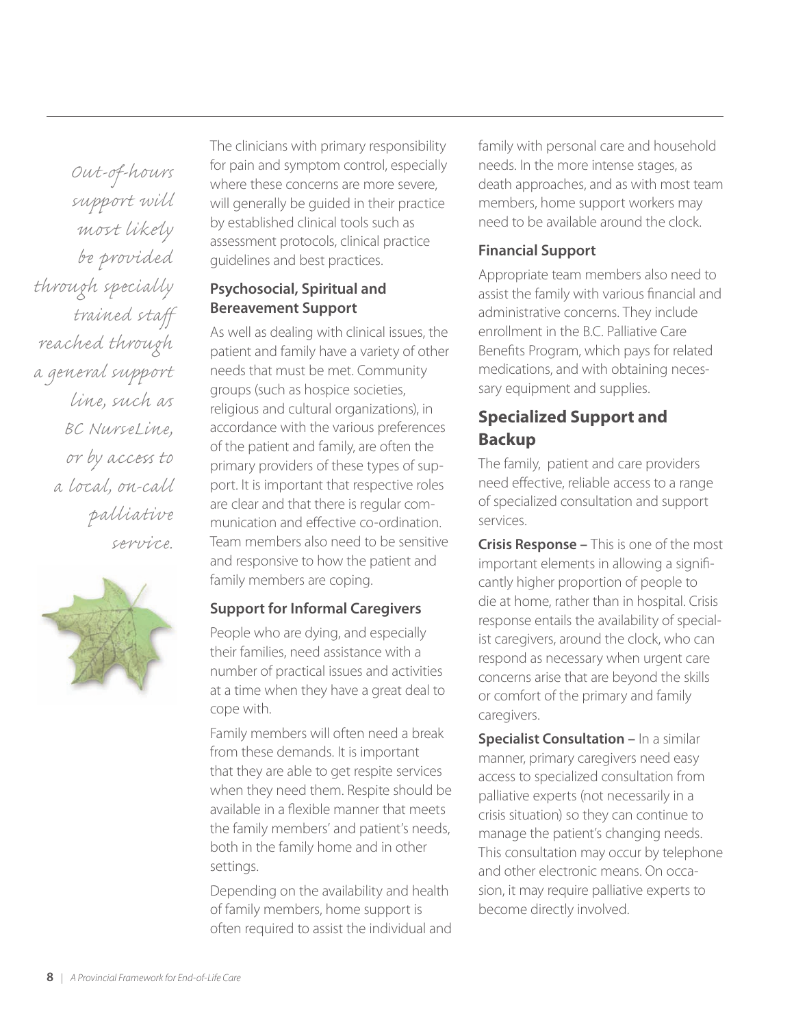*Out-of-hours support will most likely be provided through specially trained staff reached through a general support line, such as BC NurseLine, or by access to a local, on-call palliative service.*

The clinicians with primary responsibility for pain and symptom control, especially where these concerns are more severe, will generally be guided in their practice by established clinical tools such as assessment protocols, clinical practice guidelines and best practices.

### Psychosocial, Spiritual and Bereavement Support

As well as dealing with clinical issues, the patient and family have a variety of other needs that must be met. Community groups (such as hospice societies, religious and cultural organizations), in accordance with the various preferences of the patient and family, are often the primary providers of these types of support. It is important that respective roles are clear and that there is regular communication and effective co-ordination. Team members also need to be sensitive and responsive to how the patient and family members are coping.

### Support for Informal Caregivers

People who are dying, and especially their families, need assistance with a number of practical issues and activities at a time when they have a great deal to cope with.

Family members will often need a break from these demands. It is important that they are able to get respite services when they need them. Respite should be available in a flexible manner that meets the family members' and patient's needs, both in the family home and in other settings.

Depending on the availability and health of family members, home support is often required to assist the individual and family with personal care and household needs. In the more intense stages, as death approaches, and as with most team members, home support workers may need to be available around the clock.

### Financial Support

Appropriate team members also need to assist the family with various financial and administrative concerns. They include enrollment in the B.C. Palliative Care Benefits Program, which pays for related medications, and with obtaining necessary equipment and supplies.

## Specialized Support and Backup

The family, patient and care providers need effective, reliable access to a range of specialized consultation and support services.

**Crisis Response –** This is one of the most important elements in allowing a significantly higher proportion of people to die at home, rather than in hospital. Crisis response entails the availability of specialist caregivers, around the clock, who can respond as necessary when urgent care concerns arise that are beyond the skills or comfort of the primary and family caregivers.

**Specialist Consultation –** In a similar manner, primary caregivers need easy access to specialized consultation from palliative experts (not necessarily in a crisis situation) so they can continue to manage the patient's changing needs. This consultation may occur by telephone and other electronic means. On occasion, it may require palliative experts to become directly involved.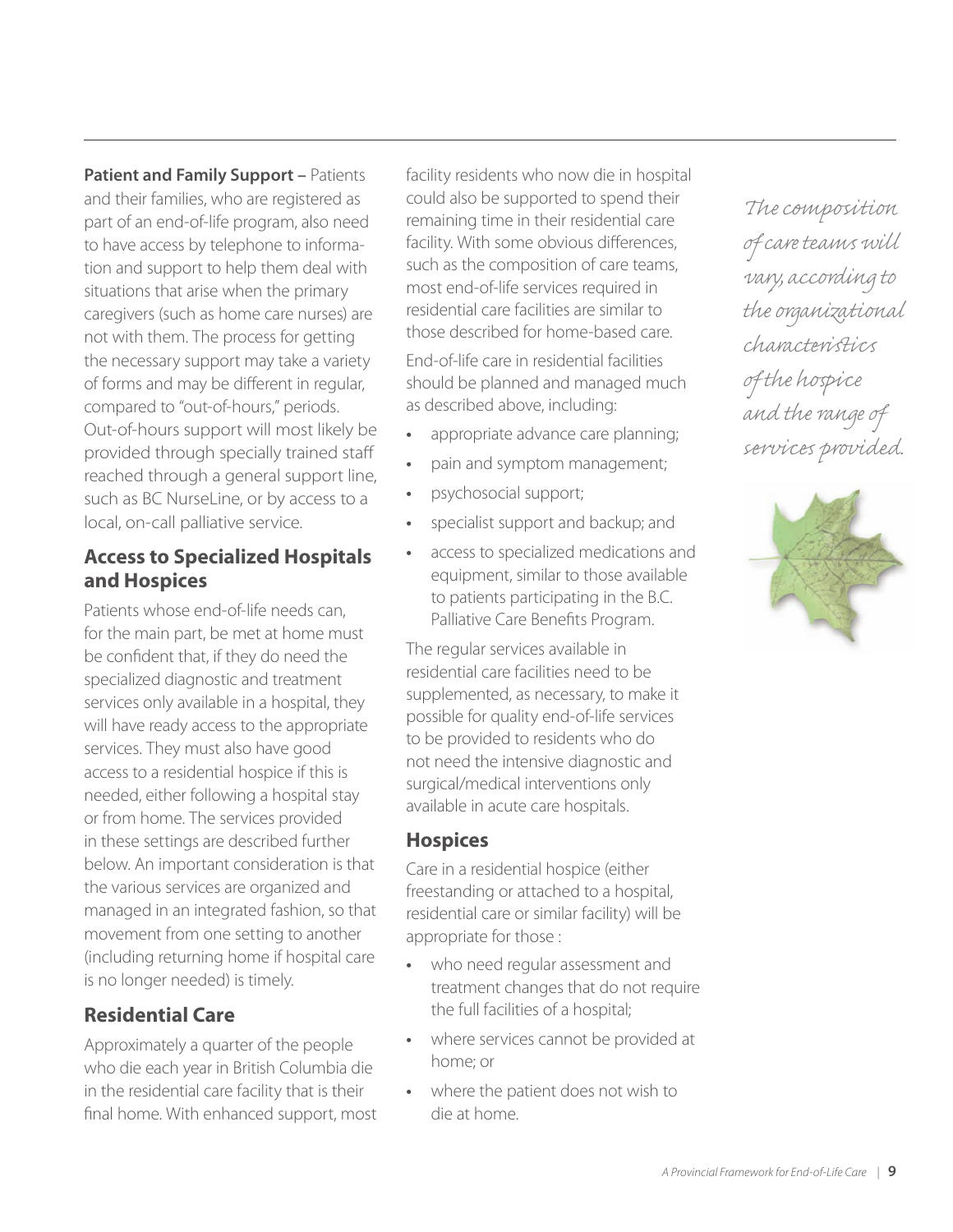**Patient and Family Support –** Patients and their families, who are registered as part of an end-of-life program, also need to have access by telephone to information and support to help them deal with situations that arise when the primary caregivers (such as home care nurses) are not with them. The process for getting the necessary support may take a variety of forms and may be different in regular, compared to "out-of-hours," periods. Out-of-hours support will most likely be provided through specially trained staff reached through a general support line, such as BC NurseLine, or by access to a local, on-call palliative service.

## Access to Specialized Hospitals and Hospices

Patients whose end-of-life needs can, for the main part, be met at home must be confident that, if they do need the specialized diagnostic and treatment services only available in a hospital, they will have ready access to the appropriate services. They must also have good access to a residential hospice if this is needed, either following a hospital stay or from home. The services provided in these settings are described further below. An important consideration is that the various services are organized and managed in an integrated fashion, so that movement from one setting to another (including returning home if hospital care is no longer needed) is timely.

## Residential Care

Approximately a quarter of the people who die each year in British Columbia die in the residential care facility that is their final home. With enhanced support, most facility residents who now die in hospital could also be supported to spend their remaining time in their residential care facility. With some obvious differences, such as the composition of care teams, most end-of-life services required in residential care facilities are similar to those described for home-based care.

End-of-life care in residential facilities should be planned and managed much as described above, including:

- appropriate advance care planning;
- pain and symptom management;
- psychosocial support;
- specialist support and backup; and
- access to specialized medications and equipment, similar to those available to patients participating in the B.C. Palliative Care Benefits Program.

The regular services available in residential care facilities need to be supplemented, as necessary, to make it possible for quality end-of-life services to be provided to residents who do not need the intensive diagnostic and surgical/medical interventions only available in acute care hospitals.

## Hospices

Care in a residential hospice (either freestanding or attached to a hospital, residential care or similar facility) will be appropriate for those :

- who need regular assessment and treatment changes that do not require the full facilities of a hospital;
- where services cannot be provided at home; or
- where the patient does not wish to die at home.

*The composition of care teams will vary, according to the organizational characteristics of the hospice and the range of services provided.*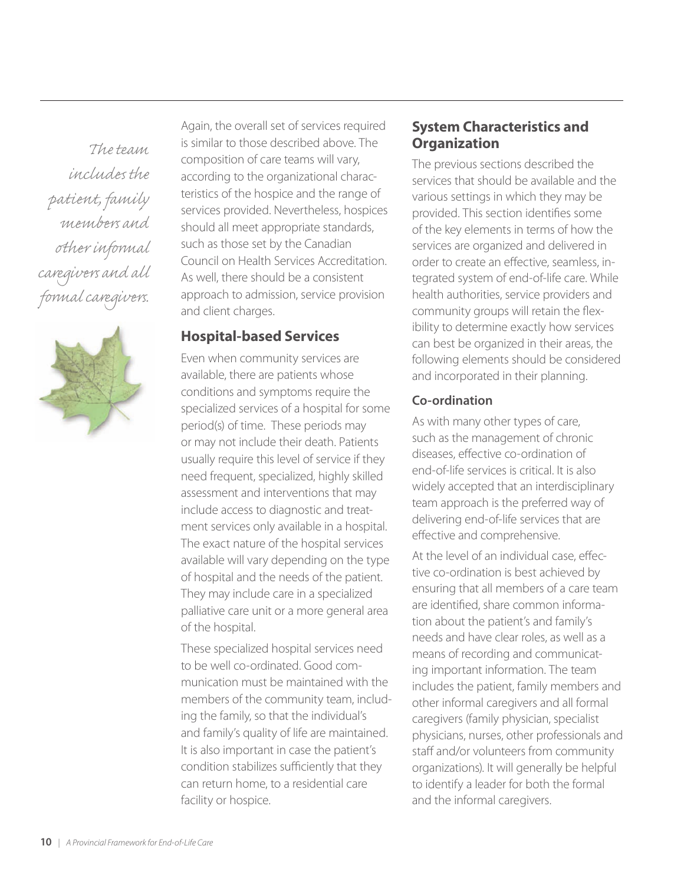*The team includes the patient, family members and other informal caregivers and all formal caregivers.*

Again, the overall set of services required is similar to those described above. The composition of care teams will vary, according to the organizational characteristics of the hospice and the range of services provided. Nevertheless, hospices should all meet appropriate standards, such as those set by the Canadian Council on Health Services Accreditation. As well, there should be a consistent approach to admission, service provision and client charges.

### Hospital-based Services

Even when community services are available, there are patients whose conditions and symptoms require the specialized services of a hospital for some period(s) of time. These periods may or may not include their death. Patients usually require this level of service if they need frequent, specialized, highly skilled assessment and interventions that may include access to diagnostic and treatment services only available in a hospital. The exact nature of the hospital services available will vary depending on the type of hospital and the needs of the patient. They may include care in a specialized palliative care unit or a more general area of the hospital.

These specialized hospital services need to be well co-ordinated. Good communication must be maintained with the members of the community team, including the family, so that the individual's and family's quality of life are maintained. It is also important in case the patient's condition stabilizes sufficiently that they can return home, to a residential care facility or hospice.

## System Characteristics and Organization

The previous sections described the services that should be available and the various settings in which they may be provided. This section identifies some of the key elements in terms of how the services are organized and delivered in order to create an effective, seamless, integrated system of end-of-life care. While health authorities, service providers and community groups will retain the flexibility to determine exactly how services can best be organized in their areas, the following elements should be considered and incorporated in their planning.

#### Co-ordination

As with many other types of care, such as the management of chronic diseases, effective co-ordination of end-of-life services is critical. It is also widely accepted that an interdisciplinary team approach is the preferred way of delivering end-of-life services that are effective and comprehensive.

At the level of an individual case, effective co-ordination is best achieved by ensuring that all members of a care team are identified, share common information about the patient's and family's needs and have clear roles, as well as a means of recording and communicating important information. The team includes the patient, family members and other informal caregivers and all formal caregivers (family physician, specialist physicians, nurses, other professionals and staff and/or volunteers from community organizations). It will generally be helpful to identify a leader for both the formal and the informal caregivers.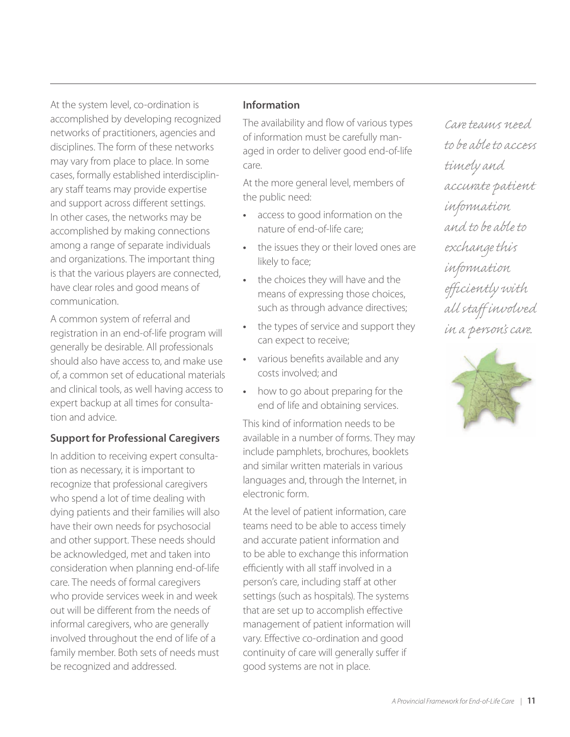At the system level, co-ordination is accomplished by developing recognized networks of practitioners, agencies and disciplines. The form of these networks may vary from place to place. In some cases, formally established interdisciplinary staff teams may provide expertise and support across different settings. In other cases, the networks may be accomplished by making connections among a range of separate individuals and organizations. The important thing is that the various players are connected, have clear roles and good means of communication.

A common system of referral and registration in an end-of-life program will generally be desirable. All professionals should also have access to, and make use of, a common set of educational materials and clinical tools, as well having access to expert backup at all times for consultation and advice.

### Support for Professional Caregivers

In addition to receiving expert consultation as necessary, it is important to recognize that professional caregivers who spend a lot of time dealing with dying patients and their families will also have their own needs for psychosocial and other support. These needs should be acknowledged, met and taken into consideration when planning end-of-life care. The needs of formal caregivers who provide services week in and week out will be different from the needs of informal caregivers, who are generally involved throughout the end of life of a family member. Both sets of needs must be recognized and addressed.

### Information

The availability and flow of various types of information must be carefully managed in order to deliver good end-of-life care.

At the more general level, members of the public need:

- access to good information on the nature of end-of-life care;
- the issues they or their loved ones are likely to face;
- the choices they will have and the means of expressing those choices, such as through advance directives;
- the types of service and support they can expect to receive;
- various benefits available and any costs involved; and
- how to go about preparing for the end of life and obtaining services.

This kind of information needs to be available in a number of forms. They may include pamphlets, brochures, booklets and similar written materials in various languages and, through the Internet, in electronic form.

At the level of patient information, care teams need to be able to access timely and accurate patient information and to be able to exchange this information efficiently with all staff involved in a person's care, including staff at other settings (such as hospitals). The systems that are set up to accomplish effective management of patient information will vary. Effective co-ordination and good continuity of care will generally suffer if good systems are not in place.

*Care teams need to be able to access timely and accurate patient information and to be able to exchange this information efficiently with all staff involved in a person's care.*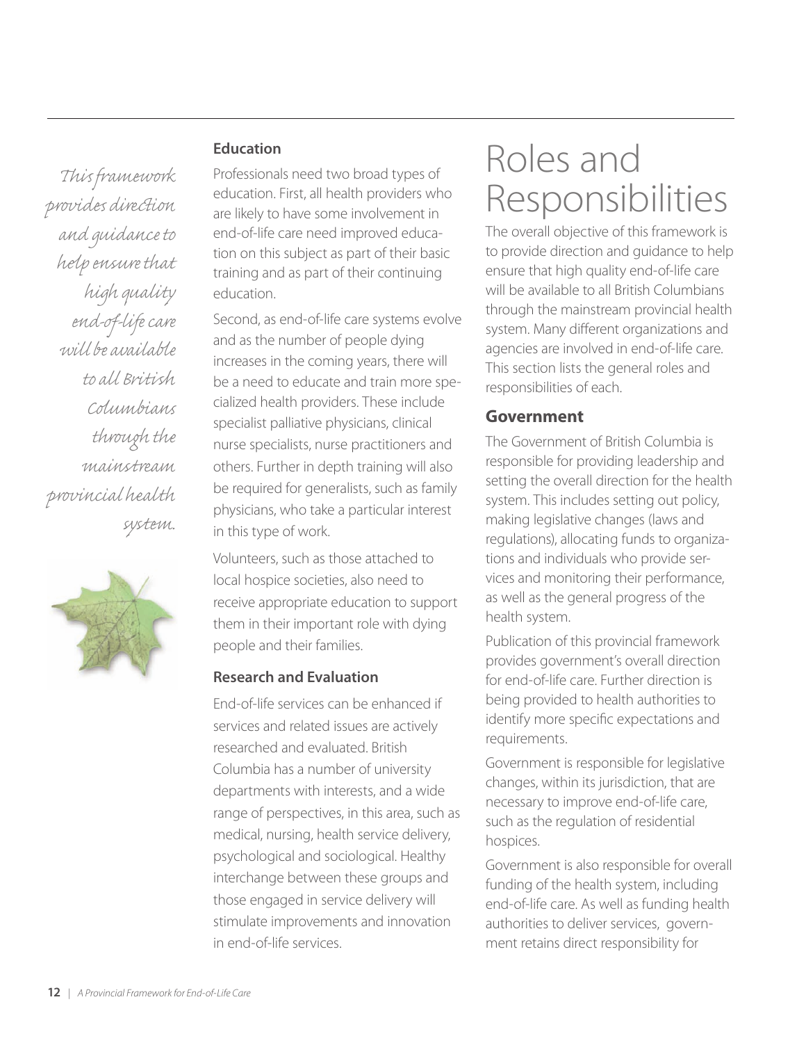*This framework provides direction and guidance to help ensure that high quality end-of-life care will be available to all British Columbians through the mainstream provincial health system.*

### Education

Professionals need two broad types of education. First, all health providers who are likely to have some involvement in end-of-life care need improved education on this subject as part of their basic training and as part of their continuing education.

Second, as end-of-life care systems evolve and as the number of people dying increases in the coming years, there will be a need to educate and train more specialized health providers. These include specialist palliative physicians, clinical nurse specialists, nurse practitioners and others. Further in depth training will also be required for generalists, such as family physicians, who take a particular interest in this type of work.

Volunteers, such as those attached to local hospice societies, also need to receive appropriate education to support them in their important role with dying people and their families.

### Research and Evaluation

End-of-life services can be enhanced if services and related issues are actively researched and evaluated. British Columbia has a number of university departments with interests, and a wide range of perspectives, in this area, such as medical, nursing, health service delivery, psychological and sociological. Healthy interchange between these groups and those engaged in service delivery will stimulate improvements and innovation in end-of-life services.

# Roles and Responsibilities

The overall objective of this framework is to provide direction and guidance to help ensure that high quality end-of-life care will be available to all British Columbians through the mainstream provincial health system. Many different organizations and agencies are involved in end-of-life care. This section lists the general roles and responsibilities of each.

## Government

The Government of British Columbia is responsible for providing leadership and setting the overall direction for the health system. This includes setting out policy, making legislative changes (laws and regulations), allocating funds to organizations and individuals who provide services and monitoring their performance, as well as the general progress of the health system.

Publication of this provincial framework provides government's overall direction for end-of-life care. Further direction is being provided to health authorities to identify more specific expectations and requirements.

Government is responsible for legislative changes, within its jurisdiction, that are necessary to improve end-of-life care, such as the regulation of residential hospices.

Government is also responsible for overall funding of the health system, including end-of-life care. As well as funding health authorities to deliver services, government retains direct responsibility for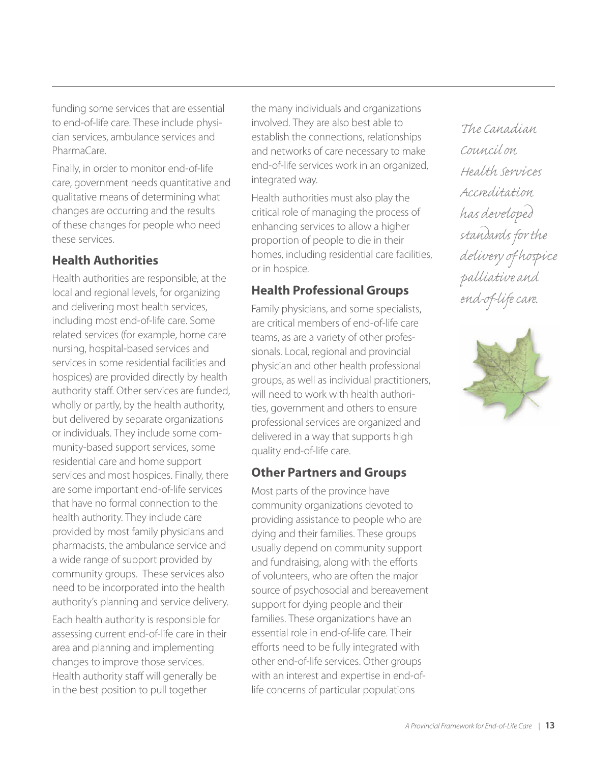funding some services that are essential to end-of-life care. These include physician services, ambulance services and PharmaCare.

Finally, in order to monitor end-of-life care, government needs quantitative and qualitative means of determining what changes are occurring and the results of these changes for people who need these services.

### Health Authorities

Health authorities are responsible, at the local and regional levels, for organizing and delivering most health services, including most end-of-life care. Some related services (for example, home care nursing, hospital-based services and services in some residential facilities and hospices) are provided directly by health authority staff. Other services are funded, wholly or partly, by the health authority, but delivered by separate organizations or individuals. They include some community-based support services, some residential care and home support services and most hospices. Finally, there are some important end-of-life services that have no formal connection to the health authority. They include care provided by most family physicians and pharmacists, the ambulance service and a wide range of support provided by community groups. These services also need to be incorporated into the health authority's planning and service delivery.

Each health authority is responsible for assessing current end-of-life care in their area and planning and implementing changes to improve those services. Health authority staff will generally be in the best position to pull together the many individuals and organizations involved. They are also best able to establish the connections, relationships and networks of care necessary to make end-of-life services work in an organized, integrated way.

Health authorities must also play the critical role of managing the process of enhancing services to allow a higher proportion of people to die in their homes, including residential care facilities, or in hospice.

### Health Professional Groups

Family physicians, and some specialists, are critical members of end-of-life care teams, as are a variety of other professionals. Local, regional and provincial physician and other health professional groups, as well as individual practitioners, will need to work with health authorities, government and others to ensure professional services are organized and delivered in a way that supports high quality end-of-life care.

### Other Partners and Groups

Most parts of the province have community organizations devoted to providing assistance to people who are dying and their families. These groups usually depend on community support and fundraising, along with the efforts of volunteers, who are often the major source of psychosocial and bereavement support for dying people and their families. These organizations have an essential role in end-of-life care. Their efforts need to be fully integrated with other end-of-life services. Other groups with an interest and expertise in end-of-life concerns of particular populations

*The Canadian Council on Health Services Accreditation has developed standards for the delivery of hospice palliative and end-of-life care.*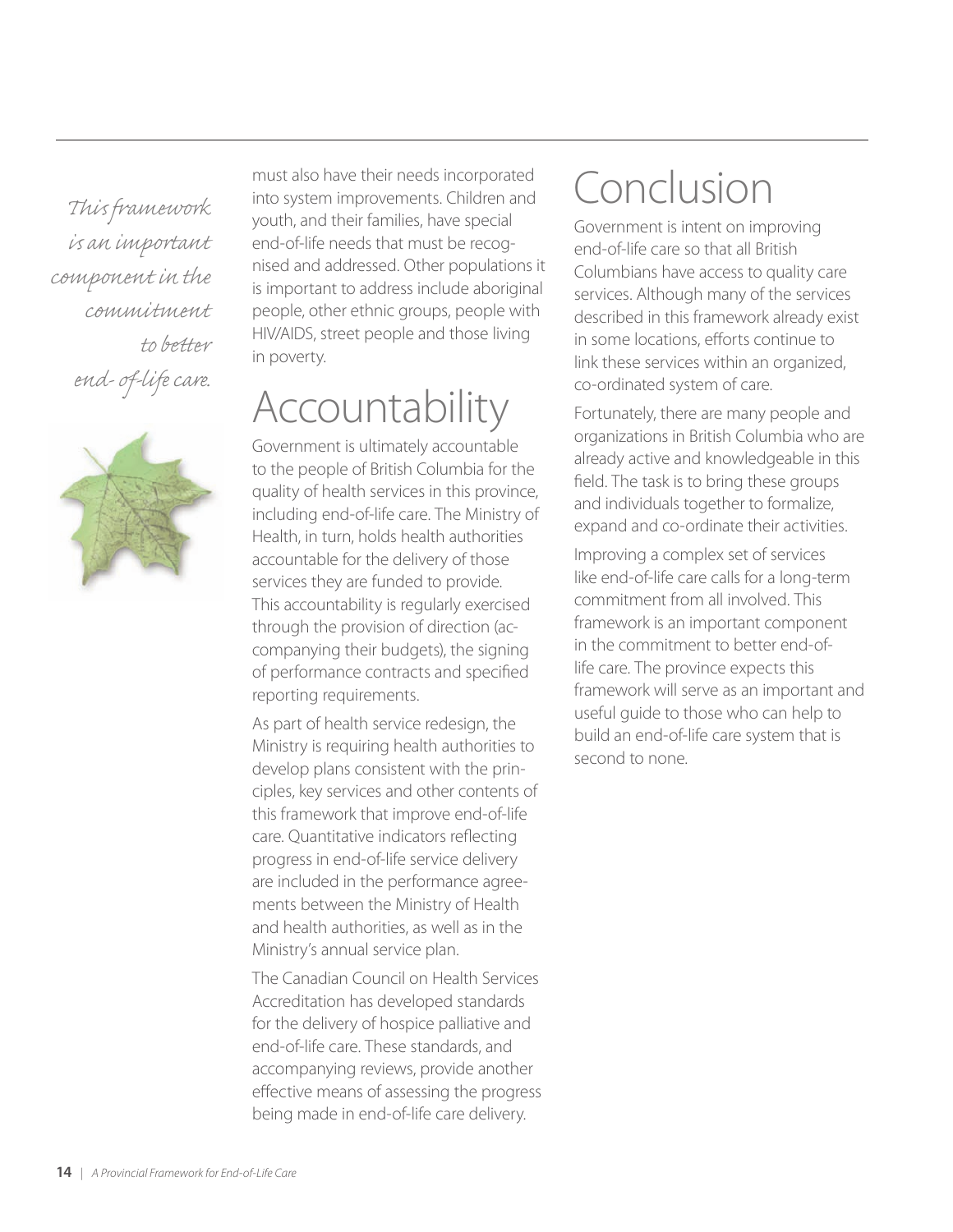*This framework is an important component in the commitment to better end-of-life care.*

must also have their needs incorporated into system improvements. Children and youth, and their families, have special end-of-life needs that must be recognised and addressed. Other populations it is important to address include aboriginal people, other ethnic groups, people with HIV/AIDS, street people and those living in poverty.

# Accountability

Government is ultimately accountable to the people of British Columbia for the quality of health services in this province, including end-of-life care. The Ministry of Health, in turn, holds health authorities accountable for the delivery of those services they are funded to provide. This accountability is regularly exercised through the provision of direction (accompanying their budgets), the signing of performance contracts and specified reporting requirements.

As part of health service redesign, the Ministry is requiring health authorities to develop plans consistent with the principles, key services and other contents of this framework that improve end-of-life care. Quantitative indicators reflecting progress in end-of-life service delivery are included in the performance agreements between the Ministry of Health and health authorities, as well as in the Ministry's annual service plan.

The Canadian Council on Health Services Accreditation has developed standards for the delivery of hospice palliative and end-of-life care. These standards, and accompanying reviews, provide another effective means of assessing the progress being made in end-of-life care delivery.

# Conclusion

Government is intent on improving end-of-life care so that all British Columbians have access to quality care services. Although many of the services described in this framework already exist in some locations, efforts continue to link these services within an organized, co-ordinated system of care.

Fortunately, there are many people and organizations in British Columbia who are already active and knowledgeable in this field. The task is to bring these groups and individuals together to formalize, expand and co-ordinate their activities.

Improving a complex set of services like end-of-life care calls for a long-term commitment from all involved. This framework is an important component in the commitment to better end-of-life care. The province expects this framework will serve as an important and useful guide to those who can help to build an end-of-life care system that is second to none.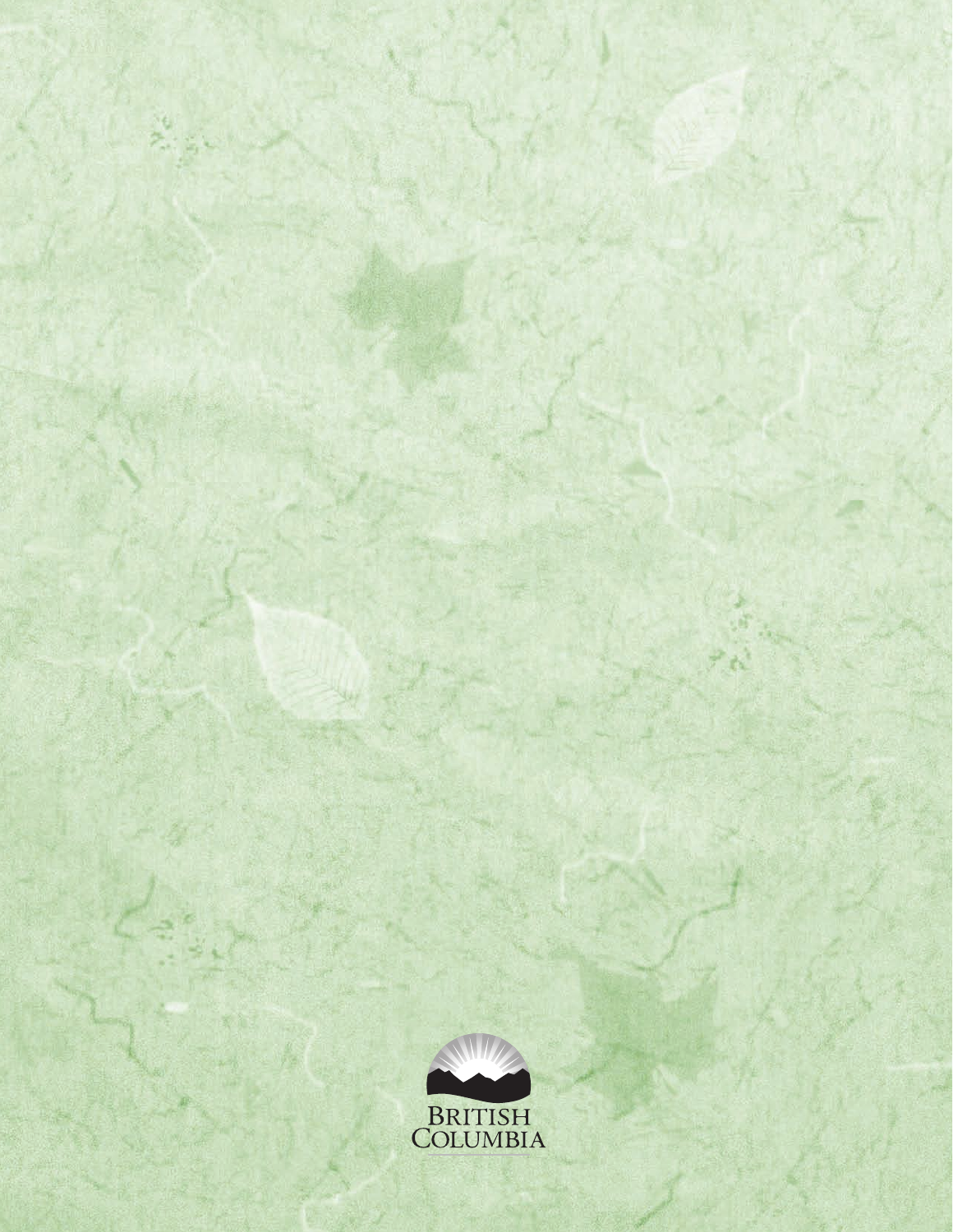BRITISH
COLUMBIA